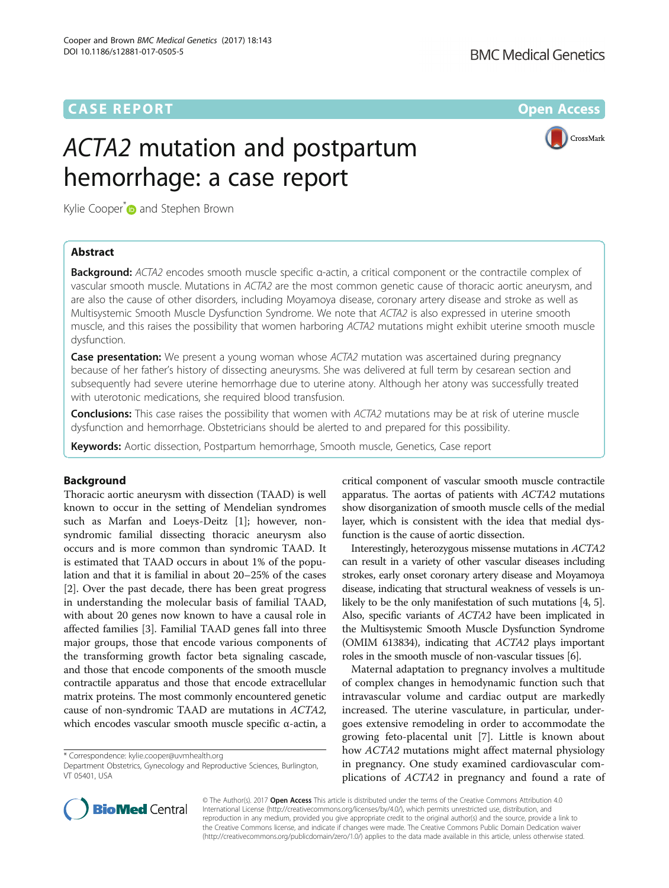CASE REPORT

Open Access

# *ACTA2* mutation and postpartum hemorrhage: a case report

Kylie Cooper* and Stephen Brown

## Abstract

**Background:** *ACTA2* encodes smooth muscle specific α-actin, a critical component or the contractile complex of vascular smooth muscle. Mutations in *ACTA2* are the most common genetic cause of thoracic aortic aneurysm, and are also the cause of other disorders, including Moyamoya disease, coronary artery disease and stroke as well as Multisystemic Smooth Muscle Dysfunction Syndrome. We note that *ACTA2* is also expressed in uterine smooth muscle, and this raises the possibility that women harboring *ACTA2* mutations might exhibit uterine smooth muscle dysfunction.

**Case presentation:** We present a young woman whose *ACTA2* mutation was ascertained during pregnancy because of her father's history of dissecting aneurysms. She was delivered at full term by cesarean section and subsequently had severe uterine hemorrhage due to uterine atony. Although her atony was successfully treated with uterotonic medications, she required blood transfusion.

**Conclusions:** This case raises the possibility that women with *ACTA2* mutations may be at risk of uterine muscle dysfunction and hemorrhage. Obstetricians should be alerted to and prepared for this possibility.

**Keywords:** Aortic dissection, Postpartum hemorrhage, Smooth muscle, Genetics, Case report

## Background

Thoracic aortic aneurysm with dissection (TAAD) is well known to occur in the setting of Mendelian syndromes such as Marfan and Loeys-Deitz [1]; however, non-syndromic familial dissecting thoracic aneurysm also occurs and is more common than syndromic TAAD. It is estimated that TAAD occurs in about 1% of the population and that it is familial in about 20–25% of the cases [2]. Over the past decade, there has been great progress in understanding the molecular basis of familial TAAD, with about 20 genes now known to have a causal role in affected families [3]. Familial TAAD genes fall into three major groups, those that encode various components of the transforming growth factor beta signaling cascade, and those that encode components of the smooth muscle contractile apparatus and those that encode extracellular matrix proteins. The most commonly encountered genetic cause of non-syndromic TAAD are mutations in *ACTA2*, which encodes vascular smooth muscle specific α-actin, a critical component of vascular smooth muscle contractile apparatus. The aortas of patients with *ACTA2* mutations show disorganization of smooth muscle cells of the medial layer, which is consistent with the idea that medial dysfunction is the cause of aortic dissection.

Interestingly, heterozygous missense mutations in *ACTA2* can result in a variety of other vascular diseases including strokes, early onset coronary artery disease and Moyamoya disease, indicating that structural weakness of vessels is unlikely to be the only manifestation of such mutations [4, 5]. Also, specific variants of *ACTA2* have been implicated in the Multisystemic Smooth Muscle Dysfunction Syndrome (OMIM 613834), indicating that *ACTA2* plays important roles in the smooth muscle of non-vascular tissues [6].

Maternal adaptation to pregnancy involves a multitude of complex changes in hemodynamic function such that intravascular volume and cardiac output are markedly increased. The uterine vasculature, in particular, undergoes extensive remodeling in order to accommodate the growing feto-placental unit [7]. Little is known about how *ACTA2* mutations might affect maternal physiology in pregnancy. One study examined cardiovascular complications of *ACTA2* in pregnancy and found a rate of

\* Correspondence: kylie.cooper@uvmhealth.org
Department Obstetrics, Gynecology and Reproductive Sciences, Burlington, VT 05401, USA

© The Author(s). 2017 **Open Access** This article is distributed under the terms of the Creative Commons Attribution 4.0 International License (http://creativecommons.org/licenses/by/4.0/), which permits unrestricted use, distribution, and reproduction in any medium, provided you give appropriate credit to the original author(s) and the source, provide a link to the Creative Commons license, and indicate if changes were made. The Creative Commons Public Domain Dedication waiver (http://creativecommons.org/publicdomain/zero/1.0/) applies to the data made available in this article, unless otherwise stated.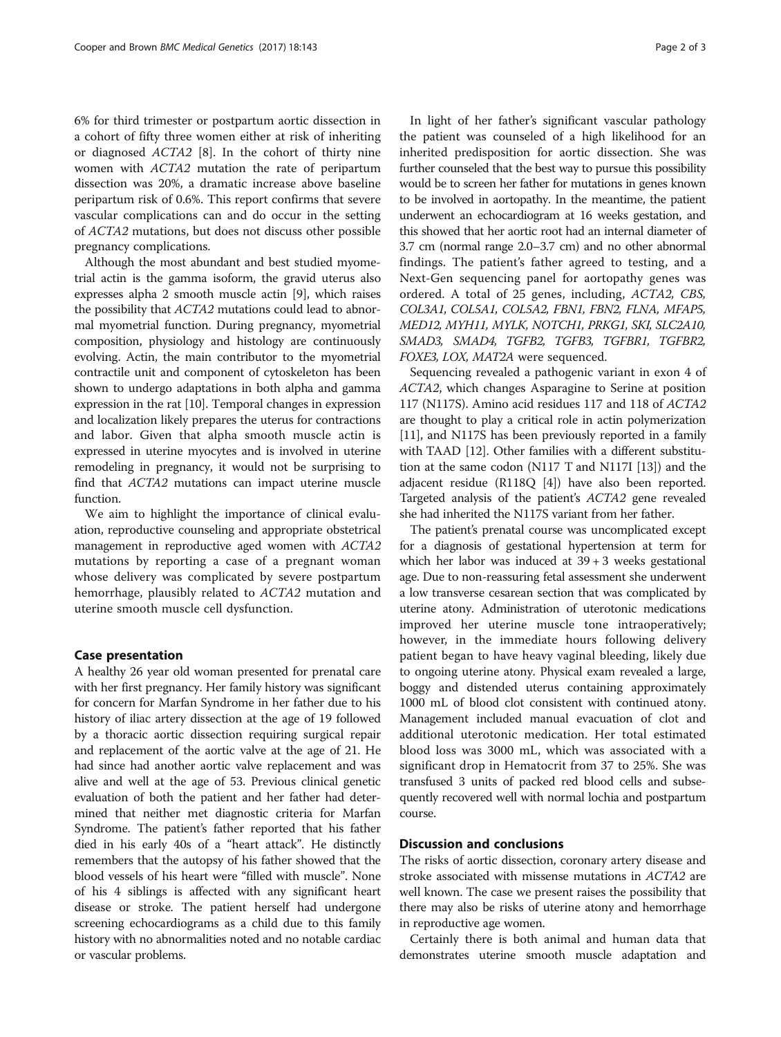6% for third trimester or postpartum aortic dissection in a cohort of fifty three women either at risk of inheriting or diagnosed *ACTA2* [8]. In the cohort of thirty nine women with *ACTA2* mutation the rate of peripartum dissection was 20%, a dramatic increase above baseline peripartum risk of 0.6%. This report confirms that severe vascular complications can and do occur in the setting of *ACTA2* mutations, but does not discuss other possible pregnancy complications.

Although the most abundant and best studied myometrial actin is the gamma isoform, the gravid uterus also expresses alpha 2 smooth muscle actin [9], which raises the possibility that *ACTA2* mutations could lead to abnormal myometrial function. During pregnancy, myometrial composition, physiology and histology are continuously evolving. Actin, the main contributor to the myometrial contractile unit and component of cytoskeleton has been shown to undergo adaptations in both alpha and gamma expression in the rat [10]. Temporal changes in expression and localization likely prepares the uterus for contractions and labor. Given that alpha smooth muscle actin is expressed in uterine myocytes and is involved in uterine remodeling in pregnancy, it would not be surprising to find that *ACTA2* mutations can impact uterine muscle function.

We aim to highlight the importance of clinical evaluation, reproductive counseling and appropriate obstetrical management in reproductive aged women with *ACTA2* mutations by reporting a case of a pregnant woman whose delivery was complicated by severe postpartum hemorrhage, plausibly related to *ACTA2* mutation and uterine smooth muscle cell dysfunction.

## Case presentation

A healthy 26 year old woman presented for prenatal care with her first pregnancy. Her family history was significant for concern for Marfan Syndrome in her father due to his history of iliac artery dissection at the age of 19 followed by a thoracic aortic dissection requiring surgical repair and replacement of the aortic valve at the age of 21. He had since had another aortic valve replacement and was alive and well at the age of 53. Previous clinical genetic evaluation of both the patient and her father had determined that neither met diagnostic criteria for Marfan Syndrome. The patient's father reported that his father died in his early 40s of a "heart attack". He distinctly remembers that the autopsy of his father showed that the blood vessels of his heart were "filled with muscle". None of his 4 siblings is affected with any significant heart disease or stroke. The patient herself had undergone screening echocardiograms as a child due to this family history with no abnormalities noted and no notable cardiac or vascular problems.

In light of her father's significant vascular pathology the patient was counseled of a high likelihood for an inherited predisposition for aortic dissection. She was further counseled that the best way to pursue this possibility would be to screen her father for mutations in genes known to be involved in aortopathy. In the meantime, the patient underwent an echocardiogram at 16 weeks gestation, and this showed that her aortic root had an internal diameter of 3.7 cm (normal range 2.0–3.7 cm) and no other abnormal findings. The patient's father agreed to testing, and a Next-Gen sequencing panel for aortopathy genes was ordered. A total of 25 genes, including, *ACTA2, CBS, COL3A1, COL5A1, COL5A2, FBN1, FBN2, FLNA, MFAP5, MED12, MYH11, MYLK, NOTCH1, PRKG1, SKI, SLC2A10, SMAD3, SMAD4, TGFB2, TGFB3, TGFBR1, TGFBR2, FOXE3, LOX, MAT2A* were sequenced.

Sequencing revealed a pathogenic variant in exon 4 of *ACTA2*, which changes Asparagine to Serine at position 117 (N117S). Amino acid residues 117 and 118 of *ACTA2* are thought to play a critical role in actin polymerization [11], and N117S has been previously reported in a family with TAAD [12]. Other families with a different substitution at the same codon (N117 T and N117I [13]) and the adjacent residue (R118Q [4]) have also been reported. Targeted analysis of the patient's *ACTA2* gene revealed she had inherited the N117S variant from her father.

The patient's prenatal course was uncomplicated except for a diagnosis of gestational hypertension at term for which her labor was induced at 39 + 3 weeks gestational age. Due to non-reassuring fetal assessment she underwent a low transverse cesarean section that was complicated by uterine atony. Administration of uterotonic medications improved her uterine muscle tone intraoperatively; however, in the immediate hours following delivery patient began to have heavy vaginal bleeding, likely due to ongoing uterine atony. Physical exam revealed a large, boggy and distended uterus containing approximately 1000 mL of blood clot consistent with continued atony. Management included manual evacuation of clot and additional uterotonic medication. Her total estimated blood loss was 3000 mL, which was associated with a significant drop in Hematocrit from 37 to 25%. She was transfused 3 units of packed red blood cells and subsequently recovered well with normal lochia and postpartum course.

## Discussion and conclusions

The risks of aortic dissection, coronary artery disease and stroke associated with missense mutations in *ACTA2* are well known. The case we present raises the possibility that there may also be risks of uterine atony and hemorrhage in reproductive age women.

Certainly there is both animal and human data that demonstrates uterine smooth muscle adaptation and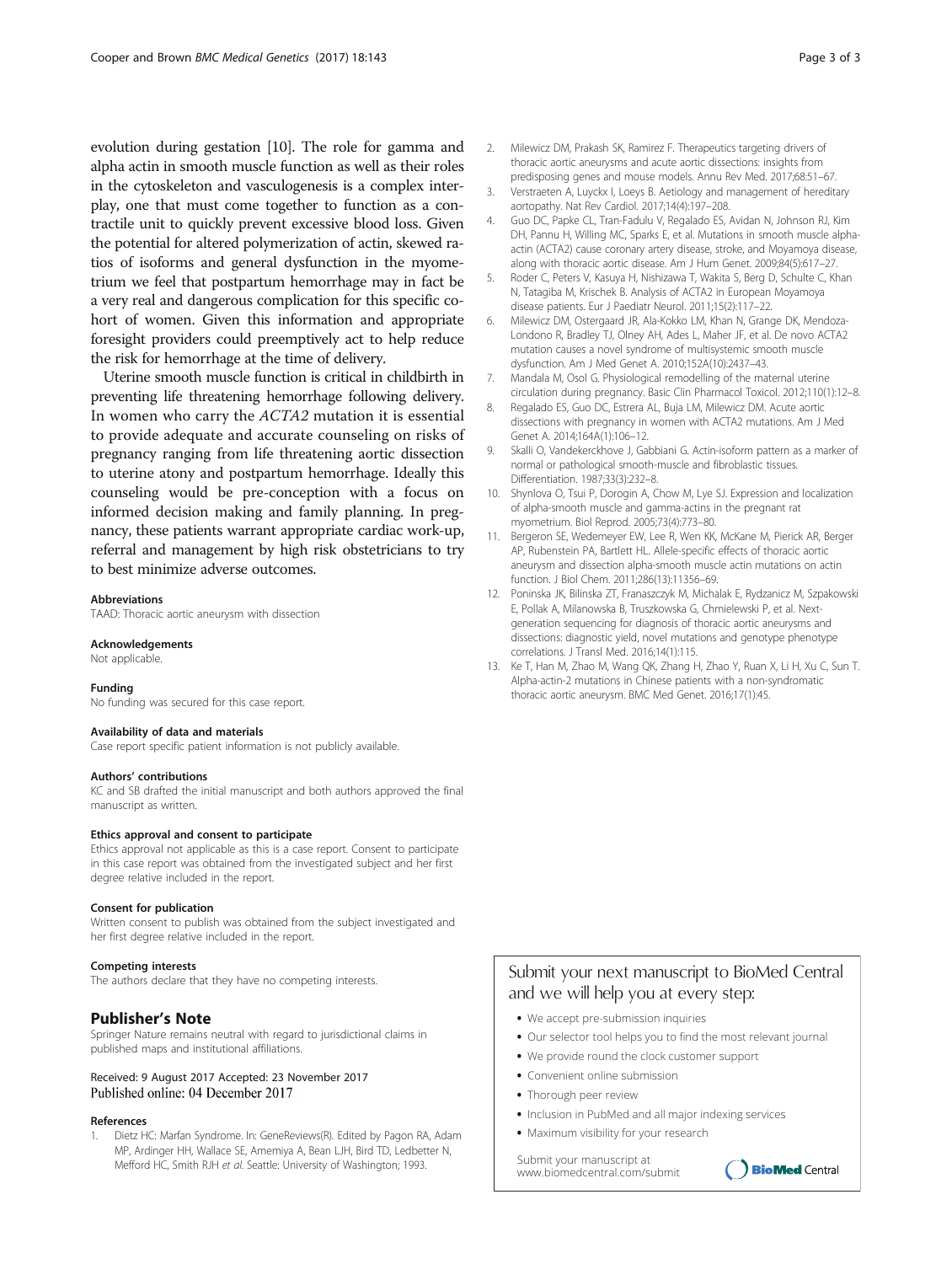evolution during gestation [10]. The role for gamma and alpha actin in smooth muscle function as well as their roles in the cytoskeleton and vasculogenesis is a complex interplay, one that must come together to function as a contractile unit to quickly prevent excessive blood loss. Given the potential for altered polymerization of actin, skewed ratios of isoforms and general dysfunction in the myometrium we feel that postpartum hemorrhage may in fact be a very real and dangerous complication for this specific cohort of women. Given this information and appropriate foresight providers could preemptively act to help reduce the risk for hemorrhage at the time of delivery.

Uterine smooth muscle function is critical in childbirth in preventing life threatening hemorrhage following delivery. In women who carry the *ACTA2* mutation it is essential to provide adequate and accurate counseling on risks of pregnancy ranging from life threatening aortic dissection to uterine atony and postpartum hemorrhage. Ideally this counseling would be pre-conception with a focus on informed decision making and family planning. In pregnancy, these patients warrant appropriate cardiac work-up, referral and management by high risk obstetricians to try to best minimize adverse outcomes.

### Abbreviations
TAAD: Thoracic aortic aneurysm with dissection

### Acknowledgements
Not applicable.

### Funding
No funding was secured for this case report.

### Availability of data and materials
Case report specific patient information is not publicly available.

### Authors' contributions
KC and SB drafted the initial manuscript and both authors approved the final manuscript as written.

### Ethics approval and consent to participate
Ethics approval not applicable as this is a case report. Consent to participate in this case report was obtained from the investigated subject and her first degree relative included in the report.

### Consent for publication
Written consent to publish was obtained from the subject investigated and her first degree relative included in the report.

### Competing interests
The authors declare that they have no competing interests.

## Publisher's Note
Springer Nature remains neutral with regard to jurisdictional claims in published maps and institutional affiliations.

Received: 9 August 2017 Accepted: 23 November 2017
Published online: 04 December 2017

### References
1. Dietz HC: Marfan Syndrome. In: GeneReviews(R). Edited by Pagon RA, Adam MP, Ardinger HH, Wallace SE, Amemiya A, Bean LJH, Bird TD, Ledbetter N, Mefford HC, Smith RJH *et al.* Seattle: University of Washington; 1993.
2. Milewicz DM, Prakash SK, Ramirez F. Therapeutics targeting drivers of thoracic aortic aneurysms and acute aortic dissections: insights from predisposing genes and mouse models. Annu Rev Med. 2017;68:51–67.
3. Verstraeten A, Luyckx I, Loeys B. Aetiology and management of hereditary aortopathy. Nat Rev Cardiol. 2017;14(4):197–208.
4. Guo DC, Papke CL, Tran-Fadulu V, Regalado ES, Avidan N, Johnson RJ, Kim DH, Pannu H, Willing MC, Sparks E, et al. Mutations in smooth muscle alpha-actin (ACTA2) cause coronary artery disease, stroke, and Moyamoya disease, along with thoracic aortic disease. Am J Hum Genet. 2009;84(5):617–27.
5. Roder C, Peters V, Kasuya H, Nishizawa T, Wakita S, Berg D, Schulte C, Khan N, Tatagiba M, Krischek B. Analysis of ACTA2 in European Moyamoya disease patients. Eur J Paediatr Neurol. 2011;15(2):117–22.
6. Milewicz DM, Ostergaard JR, Ala-Kokko LM, Khan N, Grange DK, Mendoza-Londono R, Bradley TJ, Olney AH, Ades L, Maher JF, et al. De novo ACTA2 mutation causes a novel syndrome of multisystemic smooth muscle dysfunction. Am J Med Genet A. 2010;152A(10):2437–43.
7. Mandala M, Osol G. Physiological remodelling of the maternal uterine circulation during pregnancy. Basic Clin Pharmacol Toxicol. 2012;110(1):12–8.
8. Regalado ES, Guo DC, Estrera AL, Buja LM, Milewicz DM. Acute aortic dissections with pregnancy in women with ACTA2 mutations. Am J Med Genet A. 2014;164A(1):106–12.
9. Skalli O, Vandekerckhove J, Gabbiani G. Actin-isoform pattern as a marker of normal or pathological smooth-muscle and fibroblastic tissues. Differentiation. 1987;33(3):232–8.
10. Shynlova O, Tsui P, Dorogin A, Chow M, Lye SJ. Expression and localization of alpha-smooth muscle and gamma-actins in the pregnant rat myometrium. Biol Reprod. 2005;73(4):773–80.
11. Bergeron SE, Wedemeyer EW, Lee R, Wen KK, McKane M, Pierick AR, Berger AP, Rubenstein PA, Bartlett HL. Allele-specific effects of thoracic aortic aneurysm and dissection alpha-smooth muscle actin mutations on actin function. J Biol Chem. 2011;286(13):11356–69.
12. Poninska JK, Bilinska ZT, Franaszczyk M, Michalak E, Rydzanicz M, Szpakowski E, Pollak A, Milanowska B, Truszkowska G, Chmielewski P, et al. Next-generation sequencing for diagnosis of thoracic aortic aneurysms and dissections: diagnostic yield, novel mutations and genotype phenotype correlations. J Transl Med. 2016;14(1):115.
13. Ke T, Han M, Zhao M, Wang QK, Zhang H, Zhao Y, Ruan X, Li H, Xu C, Sun T. Alpha-actin-2 mutations in Chinese patients with a non-syndromatic thoracic aortic aneurysm. BMC Med Genet. 2016;17(1):45.